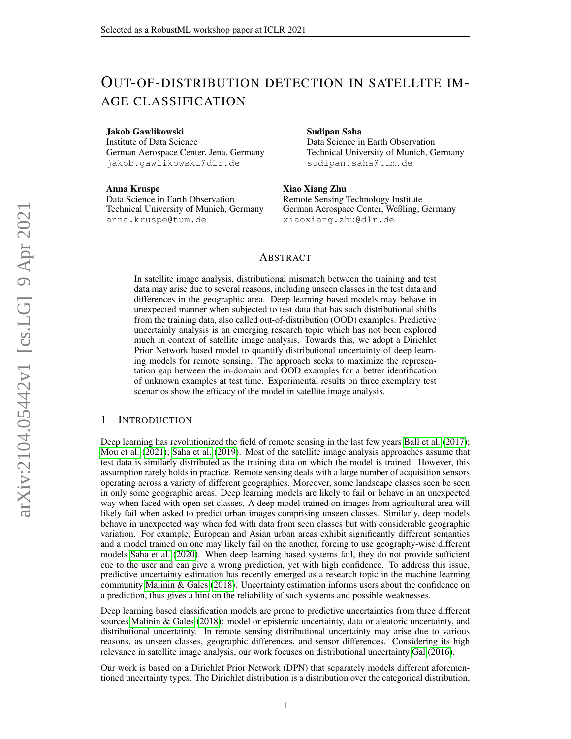# OUT-OF-DISTRIBUTION DETECTION IN SATELLITE IMAGE CLASSIFICATION

**Jakob Gawlikowski**
Institute of Data Science
German Aerospace Center, Jena, Germany
jakob.gawlikowski@dlr.de

**Sudipan Saha**
Data Science in Earth Observation
Technical University of Munich, Germany
sudipan.saha@tum.de

**Anna Kruspe**
Data Science in Earth Observation
Technical University of Munich, Germany
anna.kruspe@tum.de

**Xiao Xiang Zhu**
Remote Sensing Technology Institute
German Aerospace Center, Weßling, Germany
xiaoxiang.zhu@dlr.de

## ABSTRACT

In satellite image analysis, distributional mismatch between the training and test data may arise due to several reasons, including unseen classes in the test data and differences in the geographic area. Deep learning based models may behave in unexpected manner when subjected to test data that has such distributional shifts from the training data, also called out-of-distribution (OOD) examples. Predictive uncertainly analysis is an emerging research topic which has not been explored much in context of satellite image analysis. Towards this, we adopt a Dirichlet Prior Network based model to quantify distributional uncertainty of deep learning models for remote sensing. The approach seeks to maximize the representation gap between the in-domain and OOD examples for a better identification of unknown examples at test time. Experimental results on three exemplary test scenarios show the efficacy of the model in satellite image analysis.

## 1 INTRODUCTION

Deep learning has revolutionized the field of remote sensing in the last few years Ball et al. (2017); Mou et al. (2021); Saha et al. (2019). Most of the satellite image analysis approaches assume that test data is similarly distributed as the training data on which the model is trained. However, this assumption rarely holds in practice. Remote sensing deals with a large number of acquisition sensors operating across a variety of different geographies. Moreover, some landscape classes seen be seen in only some geographic areas. Deep learning models are likely to fail or behave in an unexpected way when faced with open-set classes. A deep model trained on images from agricultural area will likely fail when asked to predict urban images comprising unseen classes. Similarly, deep models behave in unexpected way when fed with data from seen classes but with considerable geographic variation. For example, European and Asian urban areas exhibit significantly different semantics and a model trained on one may likely fail on the another, forcing to use geography-wise different models Saha et al. (2020). When deep learning based systems fail, they do not provide sufficient cue to the user and can give a wrong prediction, yet with high confidence. To address this issue, predictive uncertainty estimation has recently emerged as a research topic in the machine learning community Malinin & Gales (2018). Uncertainty estimation informs users about the confidence on a prediction, thus gives a hint on the reliability of such systems and possible weaknesses.

Deep learning based classification models are prone to predictive uncertainties from three different sources Malinin & Gales (2018): model or epistemic uncertainty, data or aleatoric uncertainty, and distributional uncertainty. In remote sensing distributional uncertainty may arise due to various reasons, as unseen classes, geographic differences, and sensor differences. Considering its high relevance in satellite image analysis, our work focuses on distributional uncertainty Gal (2016).

Our work is based on a Dirichlet Prior Network (DPN) that separately models different aforementioned uncertainty types. The Dirichlet distribution is a distribution over the categorical distribution,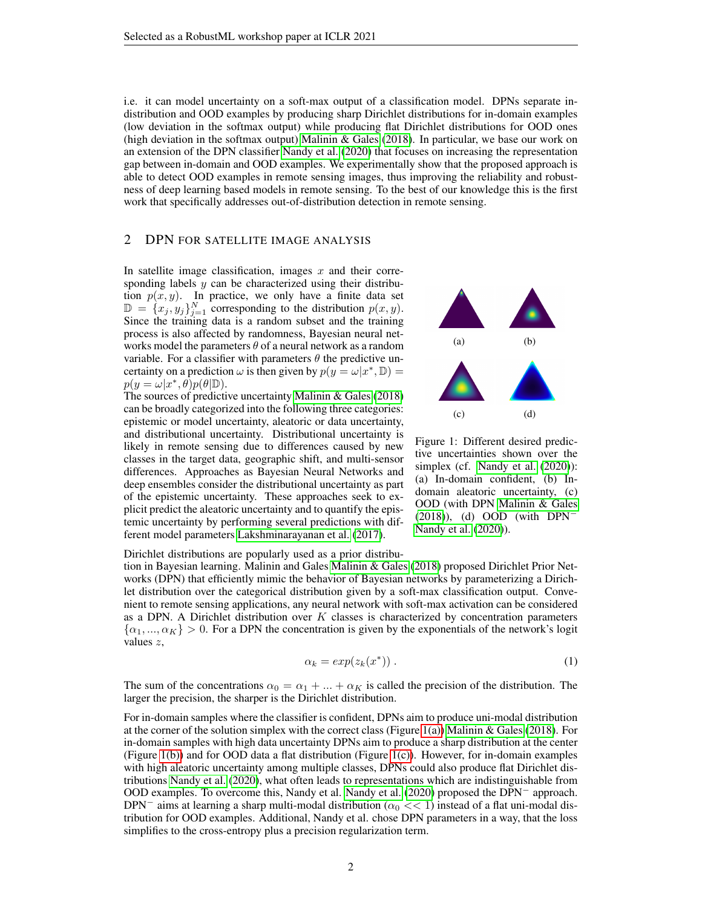i.e. it can model uncertainty on a soft-max output of a classification model. DPNs separate in-distribution and OOD examples by producing sharp Dirichlet distributions for in-domain examples (low deviation in the softmax output) while producing flat Dirichlet distributions for OOD ones (high deviation in the softmax output) Malinin & Gales (2018). In particular, we base our work on an extension of the DPN classifier Nandy et al. (2020) that focuses on increasing the representation gap between in-domain and OOD examples. We experimentally show that the proposed approach is able to detect OOD examples in remote sensing images, thus improving the reliability and robustness of deep learning based models in remote sensing. To the best of our knowledge this is the first work that specifically addresses out-of-distribution detection in remote sensing.

## 2 DPN FOR SATELLITE IMAGE ANALYSIS

In satellite image classification, images $x$ and their corresponding labels $y$ can be characterized using their distribution $p(x, y)$. In practice, we only have a finite data set $\mathbb{D} = \{x_j, y_j\}_{j=1}^{N}$ corresponding to the distribution $p(x, y)$. Since the training data is a random subset and the training process is also affected by randomness, Bayesian neural networks model the parameters $\theta$ of a neural network as a random variable. For a classifier with parameters $\theta$ the predictive uncertainty on a prediction $\omega$ is then given by $p(y = \omega|x^*, \mathbb{D}) = p(y = \omega|x^*, \theta)p(\theta|\mathbb{D})$.

The sources of predictive uncertainty Malinin & Gales (2018) can be broadly categorized into the following three categories: epistemic or model uncertainty, aleatoric or data uncertainty, and distributional uncertainty. Distributional uncertainty is likely in remote sensing due to differences caused by new classes in the target data, geographic shift, and multi-sensor differences. Approaches as Bayesian Neural Networks and deep ensembles consider the distributional uncertainty as part of the epistemic uncertainty. These approaches seek to explicit predict the aleatoric uncertainty and to quantify the epistemic uncertainty by performing several predictions with different model parameters Lakshminarayanan et al. (2017).

Figure 1: Different desired predictive uncertainties shown over the simplex (cf. Nandy et al. (2020)): (a) In-domain confident, (b) In-domain aleatoric uncertainty, (c) OOD (with DPN Malinin & Gales (2018)), (d) OOD (with DPN$^-$ Nandy et al. (2020)).

Dirichlet distributions are popularly used as a prior distribution in Bayesian learning. Malinin and Gales Malinin & Gales (2018) proposed Dirichlet Prior Networks (DPN) that efficiently mimic the behavior of Bayesian networks by parameterizing a Dirichlet distribution over the categorical distribution given by a soft-max classification output. Convenient to remote sensing applications, any neural network with soft-max activation can be considered as a DPN. A Dirichlet distribution over $K$ classes is characterized by concentration parameters $\{\alpha_1, ..., \alpha_K\} > 0$. For a DPN the concentration is given by the exponentials of the network's logit values $z$,

$$\alpha_k = exp(z_k(x^*)) \, . \tag{1}$$

The sum of the concentrations $\alpha_0 = \alpha_1 + ... + \alpha_K$ is called the precision of the distribution. The larger the precision, the sharper is the Dirichlet distribution.

For in-domain samples where the classifier is confident, DPNs aim to produce uni-modal distribution at the corner of the solution simplex with the correct class (Figure 1(a)) Malinin & Gales (2018). For in-domain samples with high data uncertainty DPNs aim to produce a sharp distribution at the center (Figure 1(b)) and for OOD data a flat distribution (Figure 1(c)). However, for in-domain examples with high aleatoric uncertainty among multiple classes, DPNs could also produce flat Dirichlet distributions Nandy et al. (2020), what often leads to representations which are indistinguishable from OOD examples. To overcome this, Nandy et al. Nandy et al. (2020) proposed the DPN$^-$ approach. DPN$^-$ aims at learning a sharp multi-modal distribution ($\alpha_0 << 1$) instead of a flat uni-modal distribution for OOD examples. Additional, Nandy et al. chose DPN parameters in a way, that the loss simplifies to the cross-entropy plus a precision regularization term.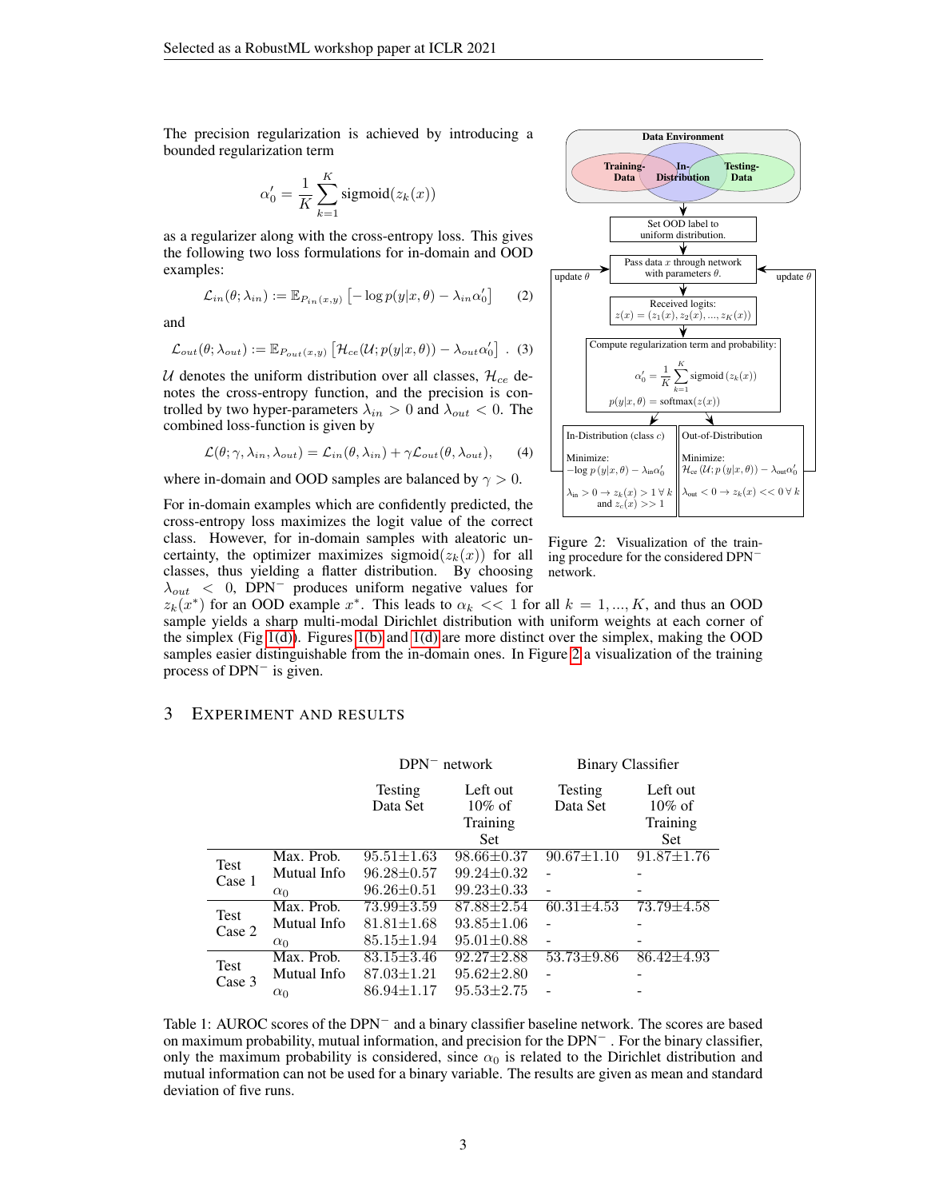The precision regularization is achieved by introducing a bounded regularization term

$$\alpha_0' = \frac{1}{K}\sum_{k=1}^{K} \text{sigmoid}(z_k(x))$$

as a regularizer along with the cross-entropy loss. This gives the following two loss formulations for in-domain and OOD examples:

$$\mathcal{L}_{in}(\theta; \lambda_{in}) := \mathbb{E}_{P_{in}(x,y)} \left[ -\log p(y|x,\theta) - \lambda_{in}\alpha_0' \right] \quad (2)$$

and

$$\mathcal{L}_{out}(\theta; \lambda_{out}) := \mathbb{E}_{P_{out}(x,y)} \left[ \mathcal{H}_{ce}(\mathcal{U}; p(y|x,\theta)) - \lambda_{out}\alpha_0' \right] . \quad (3)$$

$\mathcal{U}$ denotes the uniform distribution over all classes, $\mathcal{H}_{ce}$ denotes the cross-entropy function, and the precision is controlled by two hyper-parameters $\lambda_{in} > 0$ and $\lambda_{out} < 0$. The combined loss-function is given by

$$\mathcal{L}(\theta; \gamma, \lambda_{in}, \lambda_{out}) = \mathcal{L}_{in}(\theta, \lambda_{in}) + \gamma \mathcal{L}_{out}(\theta, \lambda_{out}), \quad (4)$$

where in-domain and OOD samples are balanced by $\gamma > 0$.

For in-domain examples which are confidently predicted, the cross-entropy loss maximizes the logit value of the correct class. However, for in-domain samples with aleatoric uncertainty, the optimizer maximizes $\text{sigmoid}(z_k(x))$ for all classes, thus yielding a flatter distribution. By choosing $\lambda_{out} < 0$, DPN$^-$ produces uniform negative values for $z_k(x^*)$ for an OOD example $x^*$. This leads to $\alpha_k << 1$ for all $k = 1, ..., K$, and thus an OOD sample yields a sharp multi-modal Dirichlet distribution with uniform weights at each corner of the simplex (Fig 1(d)). Figures 1(b) and 1(d) are more distinct over the simplex, making the OOD samples easier distinguishable from the in-domain ones. In Figure 2 a visualization of the training process of DPN$^-$ is given.

Data Environment: Training-Data, In-Distribution, Testing-Data

→ Set OOD label to uniform distribution.

→ Pass data $x$ through network with parameters $\theta$.

→ Received logits: $z(x) = (z_1(x), z_2(x), ..., z_K(x))$

→ Compute regularization term and probability: $\alpha_0' = \frac{1}{K}\sum_{k=1}^{K} \text{sigmoid}(z_k(x))$, $p(y|x,\theta) = \text{softmax}(z(x))$

→ In-Distribution (class $c$): Minimize: $-\log p(y|x,\theta) - \lambda_{in}\alpha_0'$; $\lambda_{in} > 0 \rightarrow z_k(x) > 1 \; \forall k$ and $z_c(x) >> 1$ (update $\theta$)

→ Out-of-Distribution: Minimize: $\mathcal{H}_{ce}(\mathcal{U}; p(y|x,\theta)) - \lambda_{out}\alpha_0'$; $\lambda_{out} < 0 \rightarrow z_k(x) << 0 \; \forall k$ (update $\theta$)

Figure 2: Visualization of the training procedure for the considered DPN$^-$ network.

## 3 Experiment and Results

| | | DPN$^-$ network | | Binary Classifier | |
|---|---|---|---|---|---|
| | | Testing Data Set | Left out 10% of Training Set | Testing Data Set | Left out 10% of Training Set |
| Test Case 1 | Max. Prob. | 95.51±1.63 | 98.66±0.37 | 90.67±1.10 | 91.87±1.76 |
| | Mutual Info | 96.28±0.57 | 99.24±0.32 | - | - |
| | $\alpha_0$ | 96.26±0.51 | 99.23±0.33 | - | - |
| Test Case 2 | Max. Prob. | 73.99±3.59 | 87.88±2.54 | 60.31±4.53 | 73.79±4.58 |
| | Mutual Info | 81.81±1.68 | 93.85±1.06 | - | - |
| | $\alpha_0$ | 85.15±1.94 | 95.01±0.88 | - | - |
| Test Case 3 | Max. Prob. | 83.15±3.46 | 92.27±2.88 | 53.73±9.86 | 86.42±4.93 |
| | Mutual Info | 87.03±1.21 | 95.62±2.80 | - | - |
| | $\alpha_0$ | 86.94±1.17 | 95.53±2.75 | - | - |

Table 1: AUROC scores of the DPN$^-$ and a binary classifier baseline network. The scores are based on maximum probability, mutual information, and precision for the DPN$^-$. For the binary classifier, only the maximum probability is considered, since $\alpha_0$ is related to the Dirichlet distribution and mutual information can not be used for a binary variable. The results are given as mean and standard deviation of five runs.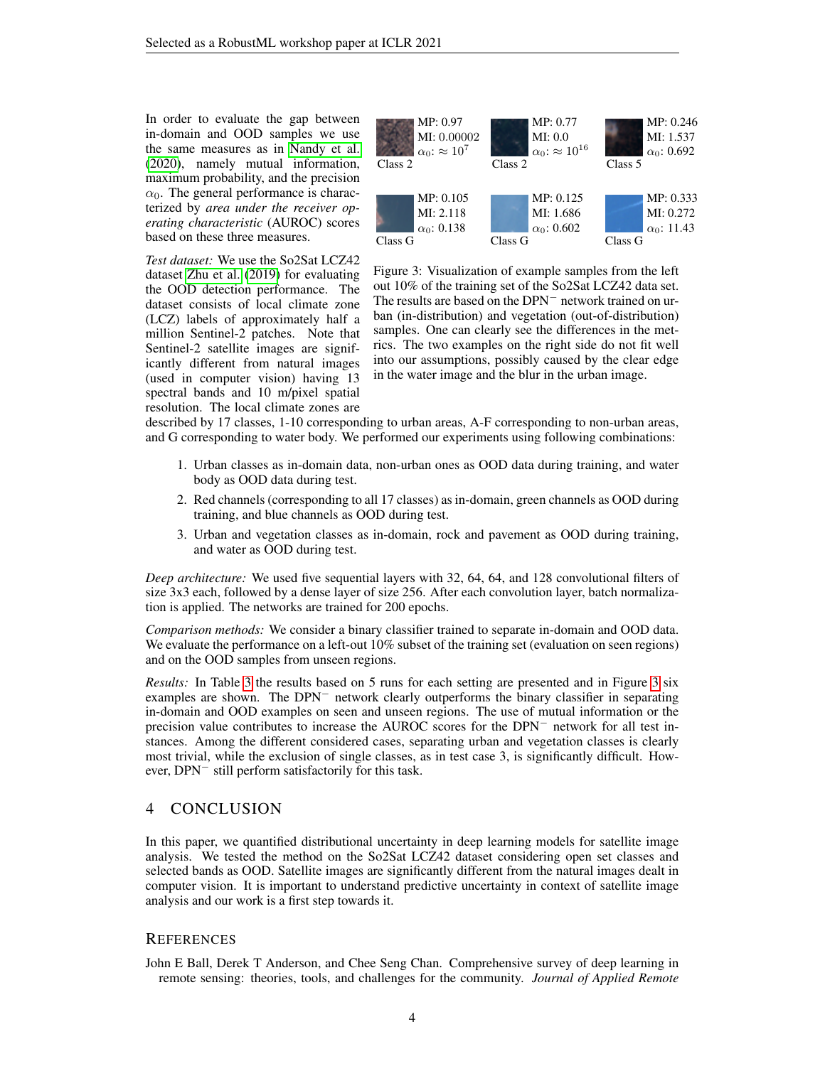In order to evaluate the gap between in-domain and OOD samples we use the same measures as in Nandy et al. (2020), namely mutual information, maximum probability, and the precision $\alpha_0$. The general performance is characterized by *area under the receiver operating characteristic* (AUROC) scores based on these three measures.

| MP: 0.97<br>MI: 0.00002<br>$\alpha_0$: $\approx 10^7$<br>Class 2 | MP: 0.77<br>MI: 0.0<br>$\alpha_0$: $\approx 10^{16}$<br>Class 2 | MP: 0.246<br>MI: 1.537<br>$\alpha_0$: 0.692<br>Class 5 |
| --- | --- | --- |
| MP: 0.105<br>MI: 2.118<br>$\alpha_0$: 0.138<br>Class G | MP: 0.125<br>MI: 1.686<br>$\alpha_0$: 0.602<br>Class G | MP: 0.333<br>MI: 0.272<br>$\alpha_0$: 11.43<br>Class G |

Figure 3: Visualization of example samples from the left out 10% of the training set of the So2Sat LCZ42 data set. The results are based on the DPN$^-$ network trained on urban (in-distribution) and vegetation (out-of-distribution) samples. One can clearly see the differences in the metrics. The two examples on the right side do not fit well into our assumptions, possibly caused by the clear edge in the water image and the blur in the urban image.

*Test dataset:* We use the So2Sat LCZ42 dataset Zhu et al. (2019) for evaluating the OOD detection performance. The dataset consists of local climate zone (LCZ) labels of approximately half a million Sentinel-2 patches. Note that Sentinel-2 satellite images are significantly different from natural images (used in computer vision) having 13 spectral bands and 10 m/pixel spatial resolution. The local climate zones are described by 17 classes, 1-10 corresponding to urban areas, A-F corresponding to non-urban areas, and G corresponding to water body. We performed our experiments using following combinations:

1. Urban classes as in-domain data, non-urban ones as OOD data during training, and water body as OOD data during test.
2. Red channels (corresponding to all 17 classes) as in-domain, green channels as OOD during training, and blue channels as OOD during test.
3. Urban and vegetation classes as in-domain, rock and pavement as OOD during training, and water as OOD during test.

*Deep architecture:* We used five sequential layers with 32, 64, 64, and 128 convolutional filters of size 3x3 each, followed by a dense layer of size 256. After each convolution layer, batch normalization is applied. The networks are trained for 200 epochs.

*Comparison methods:* We consider a binary classifier trained to separate in-domain and OOD data. We evaluate the performance on a left-out 10% subset of the training set (evaluation on seen regions) and on the OOD samples from unseen regions.

*Results:* In Table 3 the results based on 5 runs for each setting are presented and in Figure 3 six examples are shown. The DPN$^-$ network clearly outperforms the binary classifier in separating in-domain and OOD examples on seen and unseen regions. The use of mutual information or the precision value contributes to increase the AUROC scores for the DPN$^-$ network for all test instances. Among the different considered cases, separating urban and vegetation classes is clearly most trivial, while the exclusion of single classes, as in test case 3, is significantly difficult. However, DPN$^-$ still perform satisfactorily for this task.

## 4 CONCLUSION

In this paper, we quantified distributional uncertainty in deep learning models for satellite image analysis. We tested the method on the So2Sat LCZ42 dataset considering open set classes and selected bands as OOD. Satellite images are significantly different from the natural images dealt in computer vision. It is important to understand predictive uncertainty in context of satellite image analysis and our work is a first step towards it.

## REFERENCES

John E Ball, Derek T Anderson, and Chee Seng Chan. Comprehensive survey of deep learning in remote sensing: theories, tools, and challenges for the community. *Journal of Applied Remote*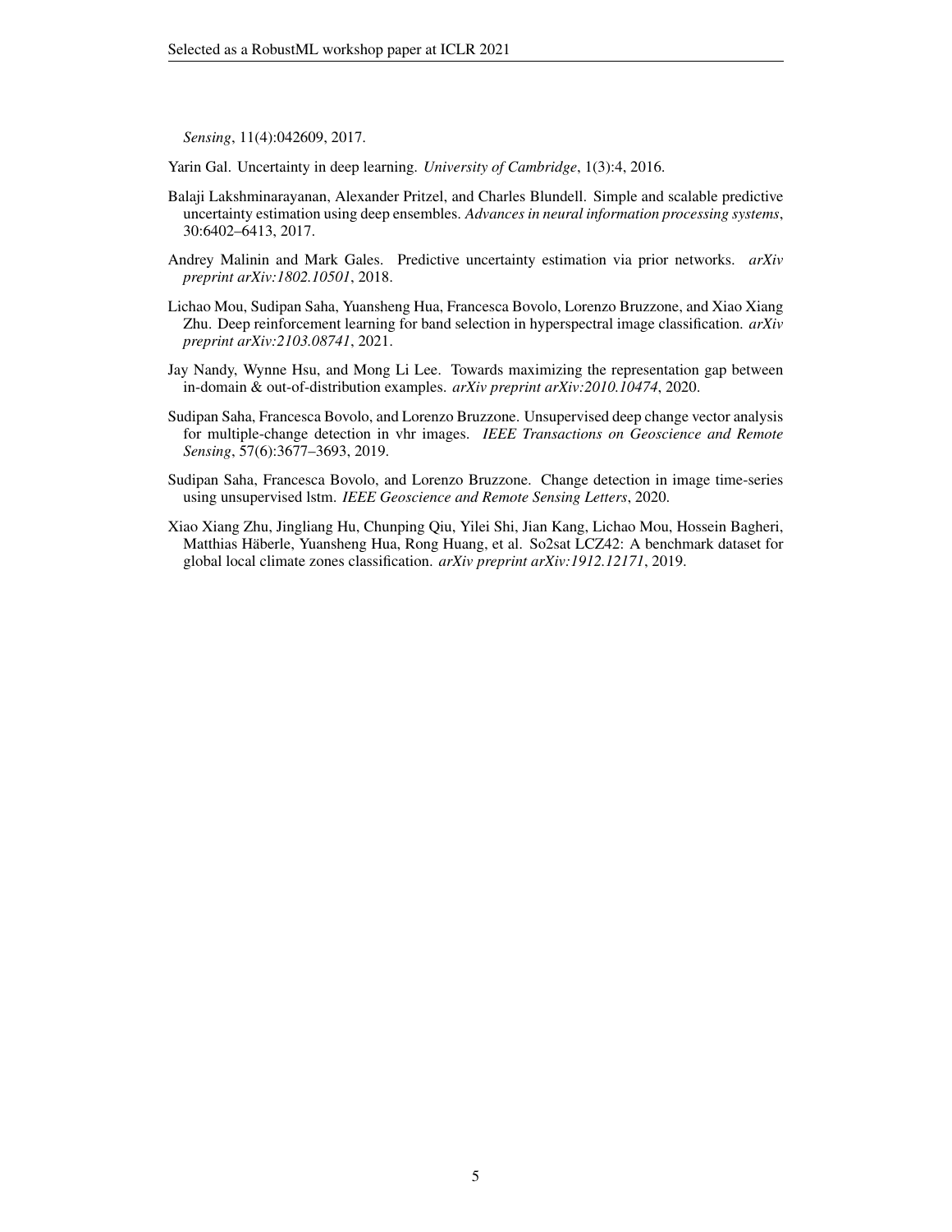*Sensing*, 11(4):042609, 2017.

Yarin Gal. Uncertainty in deep learning. *University of Cambridge*, 1(3):4, 2016.

Balaji Lakshminarayanan, Alexander Pritzel, and Charles Blundell. Simple and scalable predictive uncertainty estimation using deep ensembles. *Advances in neural information processing systems*, 30:6402–6413, 2017.

Andrey Malinin and Mark Gales. Predictive uncertainty estimation via prior networks. *arXiv preprint arXiv:1802.10501*, 2018.

Lichao Mou, Sudipan Saha, Yuansheng Hua, Francesca Bovolo, Lorenzo Bruzzone, and Xiao Xiang Zhu. Deep reinforcement learning for band selection in hyperspectral image classification. *arXiv preprint arXiv:2103.08741*, 2021.

Jay Nandy, Wynne Hsu, and Mong Li Lee. Towards maximizing the representation gap between in-domain & out-of-distribution examples. *arXiv preprint arXiv:2010.10474*, 2020.

Sudipan Saha, Francesca Bovolo, and Lorenzo Bruzzone. Unsupervised deep change vector analysis for multiple-change detection in vhr images. *IEEE Transactions on Geoscience and Remote Sensing*, 57(6):3677–3693, 2019.

Sudipan Saha, Francesca Bovolo, and Lorenzo Bruzzone. Change detection in image time-series using unsupervised lstm. *IEEE Geoscience and Remote Sensing Letters*, 2020.

Xiao Xiang Zhu, Jingliang Hu, Chunping Qiu, Yilei Shi, Jian Kang, Lichao Mou, Hossein Bagheri, Matthias Häberle, Yuansheng Hua, Rong Huang, et al. So2sat LCZ42: A benchmark dataset for global local climate zones classification. *arXiv preprint arXiv:1912.12171*, 2019.